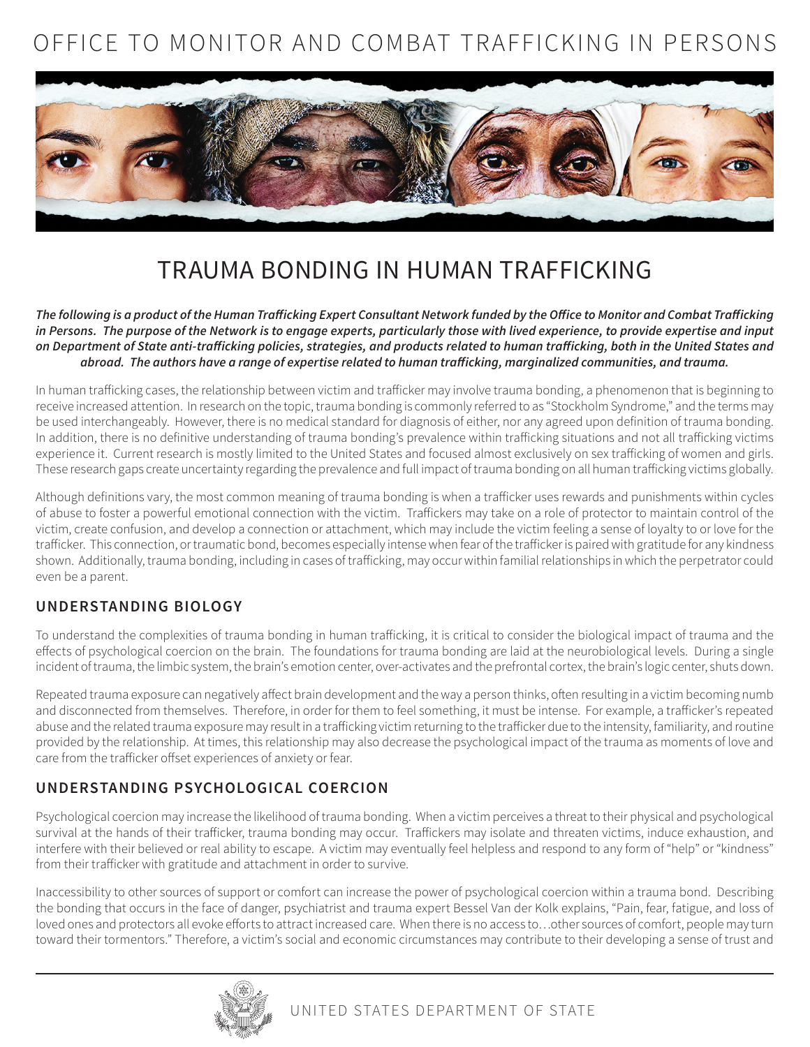# OFFICE TO MONITOR AND COMBAT TRAFFICKING IN PERSONS

## TRAUMA BONDING IN HUMAN TRAFFICKING

***The following is a product of the Human Trafficking Expert Consultant Network funded by the Office to Monitor and Combat Trafficking in Persons. The purpose of the Network is to engage experts, particularly those with lived experience, to provide expertise and input on Department of State anti-trafficking policies, strategies, and products related to human trafficking, both in the United States and abroad. The authors have a range of expertise related to human trafficking, marginalized communities, and trauma.***

In human trafficking cases, the relationship between victim and trafficker may involve trauma bonding, a phenomenon that is beginning to receive increased attention. In research on the topic, trauma bonding is commonly referred to as "Stockholm Syndrome," and the terms may be used interchangeably. However, there is no medical standard for diagnosis of either, nor any agreed upon definition of trauma bonding. In addition, there is no definitive understanding of trauma bonding's prevalence within trafficking situations and not all trafficking victims experience it. Current research is mostly limited to the United States and focused almost exclusively on sex trafficking of women and girls. These research gaps create uncertainty regarding the prevalence and full impact of trauma bonding on all human trafficking victims globally.

Although definitions vary, the most common meaning of trauma bonding is when a trafficker uses rewards and punishments within cycles of abuse to foster a powerful emotional connection with the victim. Traffickers may take on a role of protector to maintain control of the victim, create confusion, and develop a connection or attachment, which may include the victim feeling a sense of loyalty to or love for the trafficker. This connection, or traumatic bond, becomes especially intense when fear of the trafficker is paired with gratitude for any kindness shown. Additionally, trauma bonding, including in cases of trafficking, may occur within familial relationships in which the perpetrator could even be a parent.

### UNDERSTANDING BIOLOGY

To understand the complexities of trauma bonding in human trafficking, it is critical to consider the biological impact of trauma and the effects of psychological coercion on the brain. The foundations for trauma bonding are laid at the neurobiological levels. During a single incident of trauma, the limbic system, the brain's emotion center, over-activates and the prefrontal cortex, the brain's logic center, shuts down.

Repeated trauma exposure can negatively affect brain development and the way a person thinks, often resulting in a victim becoming numb and disconnected from themselves. Therefore, in order for them to feel something, it must be intense. For example, a trafficker's repeated abuse and the related trauma exposure may result in a trafficking victim returning to the trafficker due to the intensity, familiarity, and routine provided by the relationship. At times, this relationship may also decrease the psychological impact of the trauma as moments of love and care from the trafficker offset experiences of anxiety or fear.

### UNDERSTANDING PSYCHOLOGICAL COERCION

Psychological coercion may increase the likelihood of trauma bonding. When a victim perceives a threat to their physical and psychological survival at the hands of their trafficker, trauma bonding may occur. Traffickers may isolate and threaten victims, induce exhaustion, and interfere with their believed or real ability to escape. A victim may eventually feel helpless and respond to any form of "help" or "kindness" from their trafficker with gratitude and attachment in order to survive.

Inaccessibility to other sources of support or comfort can increase the power of psychological coercion within a trauma bond. Describing the bonding that occurs in the face of danger, psychiatrist and trauma expert Bessel Van der Kolk explains, "Pain, fear, fatigue, and loss of loved ones and protectors all evoke efforts to attract increased care. When there is no access to…other sources of comfort, people may turn toward their tormentors." Therefore, a victim's social and economic circumstances may contribute to their developing a sense of trust and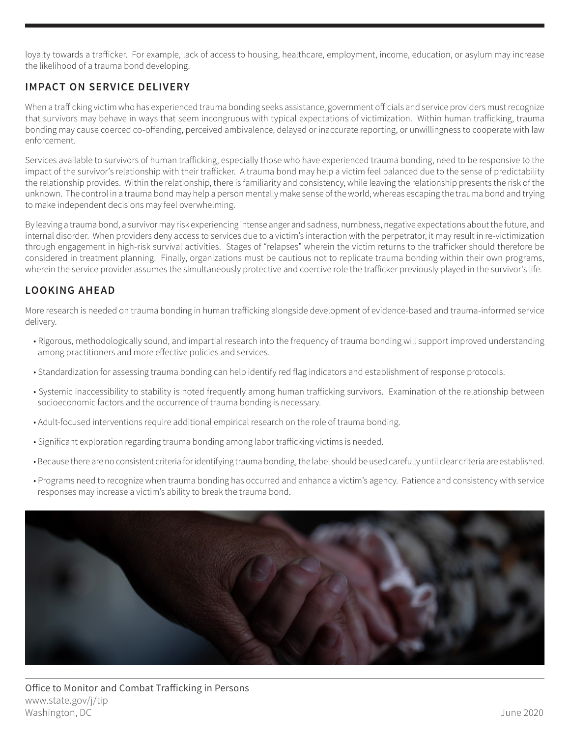loyalty towards a trafficker. For example, lack of access to housing, healthcare, employment, income, education, or asylum may increase the likelihood of a trauma bond developing.

## IMPACT ON SERVICE DELIVERY

When a trafficking victim who has experienced trauma bonding seeks assistance, government officials and service providers must recognize that survivors may behave in ways that seem incongruous with typical expectations of victimization. Within human trafficking, trauma bonding may cause coerced co-offending, perceived ambivalence, delayed or inaccurate reporting, or unwillingness to cooperate with law enforcement.

Services available to survivors of human trafficking, especially those who have experienced trauma bonding, need to be responsive to the impact of the survivor's relationship with their trafficker. A trauma bond may help a victim feel balanced due to the sense of predictability the relationship provides. Within the relationship, there is familiarity and consistency, while leaving the relationship presents the risk of the unknown. The control in a trauma bond may help a person mentally make sense of the world, whereas escaping the trauma bond and trying to make independent decisions may feel overwhelming.

By leaving a trauma bond, a survivor may risk experiencing intense anger and sadness, numbness, negative expectations about the future, and internal disorder. When providers deny access to services due to a victim's interaction with the perpetrator, it may result in re-victimization through engagement in high-risk survival activities. Stages of "relapses" wherein the victim returns to the trafficker should therefore be considered in treatment planning. Finally, organizations must be cautious not to replicate trauma bonding within their own programs, wherein the service provider assumes the simultaneously protective and coercive role the trafficker previously played in the survivor's life.

## LOOKING AHEAD

More research is needed on trauma bonding in human trafficking alongside development of evidence-based and trauma-informed service delivery.

- Rigorous, methodologically sound, and impartial research into the frequency of trauma bonding will support improved understanding among practitioners and more effective policies and services.
- Standardization for assessing trauma bonding can help identify red flag indicators and establishment of response protocols.
- Systemic inaccessibility to stability is noted frequently among human trafficking survivors. Examination of the relationship between socioeconomic factors and the occurrence of trauma bonding is necessary.
- Adult-focused interventions require additional empirical research on the role of trauma bonding.
- Significant exploration regarding trauma bonding among labor trafficking victims is needed.
- Because there are no consistent criteria for identifying trauma bonding, the label should be used carefully until clear criteria are established.
- Programs need to recognize when trauma bonding has occurred and enhance a victim's agency. Patience and consistency with service responses may increase a victim's ability to break the trauma bond.

Office to Monitor and Combat Trafficking in Persons
www.state.gov/j/tip
Washington, DC

June 2020